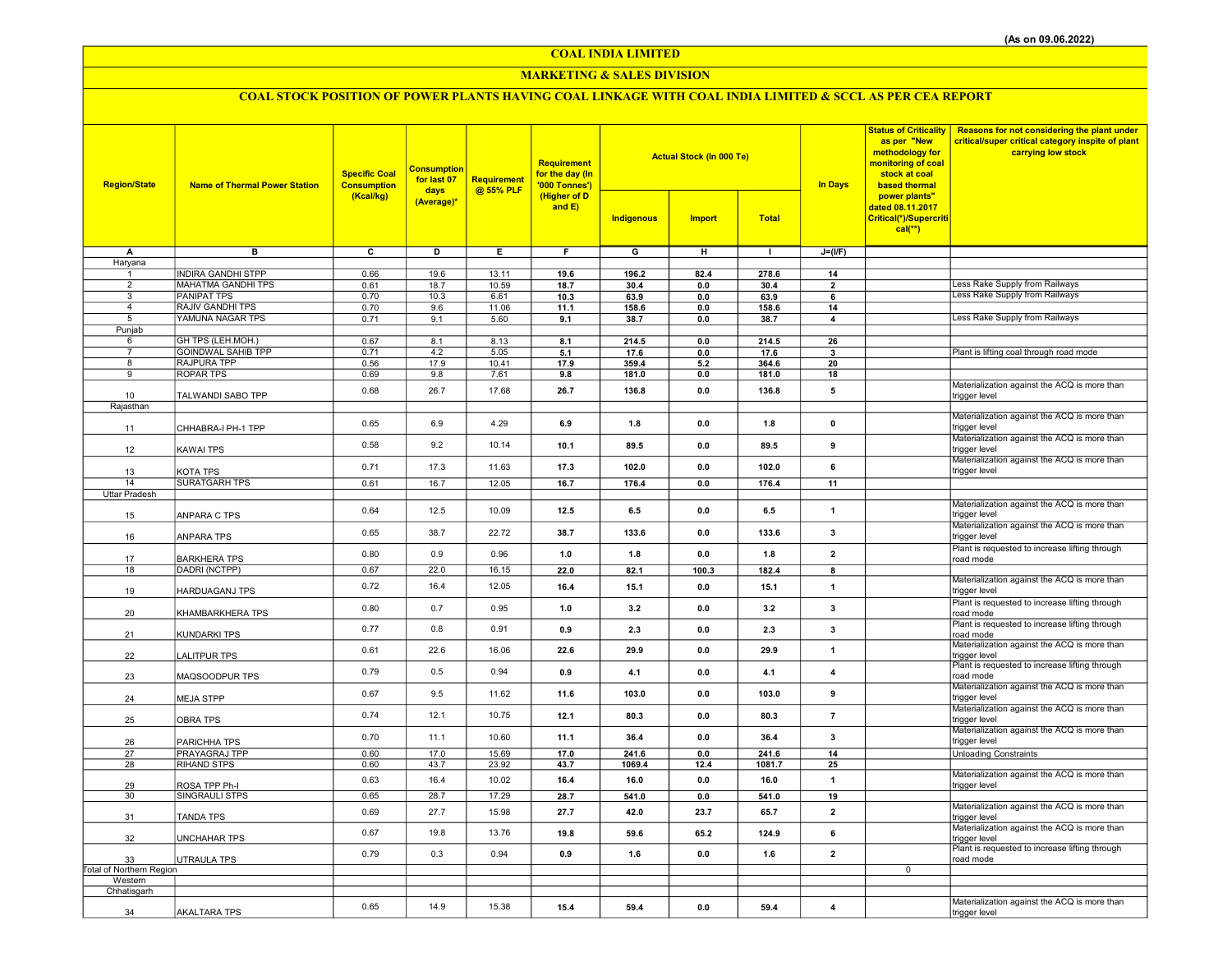(As on 09.06.2022)

# COAL INDIA LIMITED

## MARKETING & SALES DIVISION

### COAL STOCK POSITION OF POWER PLANTS HAVING COAL LINKAGE WITH COAL INDIA LIMITED & SCCL AS PER CEA REPORT

| Region/State | Name of Thermal Power Station | Specific Coal Consumption (Kcal/kg) | Consumption for last 07 days (Average)* | Requirement @ 55% PLF | Requirement for the day (In '000 Tonnes') (Higher of D and E) | Actual Stock (In 000 Te) | | | In Days | Status of Criticality as per "New methodology for monitoring of coal stock at coal based thermal power plants" dated 08.11.2017 Critical(*)/Supercritical(**) | Reasons for not considering the plant under critical/super critical category inspite of plant carrying low stock |
|---|---|---|---|---|---|---|---|---|---|---|---|
| | | | | | | Indigenous | Import | Total | | | |
| A | B | C | D | E | F | G | H | I | J=(I/F) | | |
| Haryana | | | | | | | | | | | |
| 1 | INDIRA GANDHI STPP | 0.66 | 19.6 | 13.11 | 19.6 | 196.2 | 82.4 | 278.6 | 14 | | |
| 2 | MAHATMA GANDHI TPS | 0.61 | 18.7 | 10.59 | 18.7 | 30.4 | 0.0 | 30.4 | 2 | | Less Rake Supply from Railways |
| 3 | PANIPAT TPS | 0.70 | 10.3 | 6.61 | 10.3 | 63.9 | 0.0 | 63.9 | 6 | | Less Rake Supply from Railways |
| 4 | RAJIV GANDHI TPS | 0.70 | 9.6 | 11.06 | 11.1 | 158.6 | 0.0 | 158.6 | 14 | | |
| 5 | YAMUNA NAGAR TPS | 0.71 | 9.1 | 5.60 | 9.1 | 38.7 | 0.0 | 38.7 | 4 | | Less Rake Supply from Railways |
| Punjab | | | | | | | | | | | |
| 6 | GH TPS (LEH.MOH.) | 0.67 | 8.1 | 8.13 | 8.1 | 214.5 | 0.0 | 214.5 | 26 | | |
| 7 | GOINDWAL SAHIB TPP | 0.71 | 4.2 | 5.05 | 5.1 | 17.6 | 0.0 | 17.6 | 3 | | Plant is lifting coal through road mode |
| 8 | RAJPURA TPP | 0.56 | 17.9 | 10.41 | 17.9 | 359.4 | 5.2 | 364.6 | 20 | | |
| 9 | ROPAR TPS | 0.69 | 9.8 | 7.61 | 9.8 | 181.0 | 0.0 | 181.0 | 18 | | |
| 10 | TALWANDI SABO TPP | 0.68 | 26.7 | 17.68 | 26.7 | 136.8 | 0.0 | 136.8 | 5 | | Materialization against the ACQ is more than trigger level |
| Rajasthan | | | | | | | | | | | |
| 11 | CHHABRA-I PH-1 TPP | 0.65 | 6.9 | 4.29 | 6.9 | 1.8 | 0.0 | 1.8 | 0 | | Materialization against the ACQ is more than trigger level |
| 12 | KAWAI TPS | 0.58 | 9.2 | 10.14 | 10.1 | 89.5 | 0.0 | 89.5 | 9 | | Materialization against the ACQ is more than trigger level |
| 13 | KOTA TPS | 0.71 | 17.3 | 11.63 | 17.3 | 102.0 | 0.0 | 102.0 | 6 | | Materialization against the ACQ is more than trigger level |
| 14 | SURATGARH TPS | 0.61 | 16.7 | 12.05 | 16.7 | 176.4 | 0.0 | 176.4 | 11 | | |
| Uttar Pradesh | | | | | | | | | | | |
| 15 | ANPARA C TPS | 0.64 | 12.5 | 10.09 | 12.5 | 6.5 | 0.0 | 6.5 | 1 | | Materialization against the ACQ is more than trigger level |
| 16 | ANPARA TPS | 0.65 | 38.7 | 22.72 | 38.7 | 133.6 | 0.0 | 133.6 | 3 | | Materialization against the ACQ is more than trigger level |
| 17 | BARKHERA TPS | 0.80 | 0.9 | 0.96 | 1.0 | 1.8 | 0.0 | 1.8 | 2 | | Plant is requested to increase lifting through road mode |
| 18 | DADRI (NCTPP) | 0.67 | 22.0 | 16.15 | 22.0 | 82.1 | 100.3 | 182.4 | 8 | | |
| 19 | HARDUAGANJ TPS | 0.72 | 16.4 | 12.05 | 16.4 | 15.1 | 0.0 | 15.1 | 1 | | Materialization against the ACQ is more than trigger level |
| 20 | KHAMBARKHERA TPS | 0.80 | 0.7 | 0.95 | 1.0 | 3.2 | 0.0 | 3.2 | 3 | | Plant is requested to increase lifting through road mode |
| 21 | KUNDARKI TPS | 0.77 | 0.8 | 0.91 | 0.9 | 2.3 | 0.0 | 2.3 | 3 | | Plant is requested to increase lifting through road mode |
| 22 | LALITPUR TPS | 0.61 | 22.6 | 16.06 | 22.6 | 29.9 | 0.0 | 29.9 | 1 | | Materialization against the ACQ is more than trigger level |
| 23 | MAQSOODPUR TPS | 0.79 | 0.5 | 0.94 | 0.9 | 4.1 | 0.0 | 4.1 | 4 | | Plant is requested to increase lifting through road mode |
| 24 | MEJA STPP | 0.67 | 9.5 | 11.62 | 11.6 | 103.0 | 0.0 | 103.0 | 9 | | Materialization against the ACQ is more than trigger level |
| 25 | OBRA TPS | 0.74 | 12.1 | 10.75 | 12.1 | 80.3 | 0.0 | 80.3 | 7 | | Materialization against the ACQ is more than trigger level |
| 26 | PARICHHA TPS | 0.70 | 11.1 | 10.60 | 11.1 | 36.4 | 0.0 | 36.4 | 3 | | Materialization against the ACQ is more than trigger level |
| 27 | PRAYAGRAJ TPP | 0.60 | 17.0 | 15.69 | 17.0 | 241.6 | 0.0 | 241.6 | 14 | | Unloading Constraints |
| 28 | RIHAND STPS | 0.60 | 43.7 | 23.92 | 43.7 | 1069.4 | 12.4 | 1081.7 | 25 | | |
| 29 | ROSA TPP Ph-I | 0.63 | 16.4 | 10.02 | 16.4 | 16.0 | 0.0 | 16.0 | 1 | | Materialization against the ACQ is more than trigger level |
| 30 | SINGRAULI STPS | 0.65 | 28.7 | 17.29 | 28.7 | 541.0 | 0.0 | 541.0 | 19 | | |
| 31 | TANDA TPS | 0.69 | 27.7 | 15.98 | 27.7 | 42.0 | 23.7 | 65.7 | 2 | | Materialization against the ACQ is more than trigger level |
| 32 | UNCHAHAR TPS | 0.67 | 19.8 | 13.76 | 19.8 | 59.6 | 65.2 | 124.9 | 6 | | Materialization against the ACQ is more than trigger level |
| 33 | UTRAULA TPS | 0.79 | 0.3 | 0.94 | 0.9 | 1.6 | 0.0 | 1.6 | 2 | | Plant is requested to increase lifting through road mode |
| Total of Northern Region | | | | | | | | | | 0 | |
| Western | | | | | | | | | | | |
| Chhatisgarh | | | | | | | | | | | |
| 34 | AKALTARA TPS | 0.65 | 14.9 | 15.38 | 15.4 | 59.4 | 0.0 | 59.4 | 4 | | Materialization against the ACQ is more than trigger level |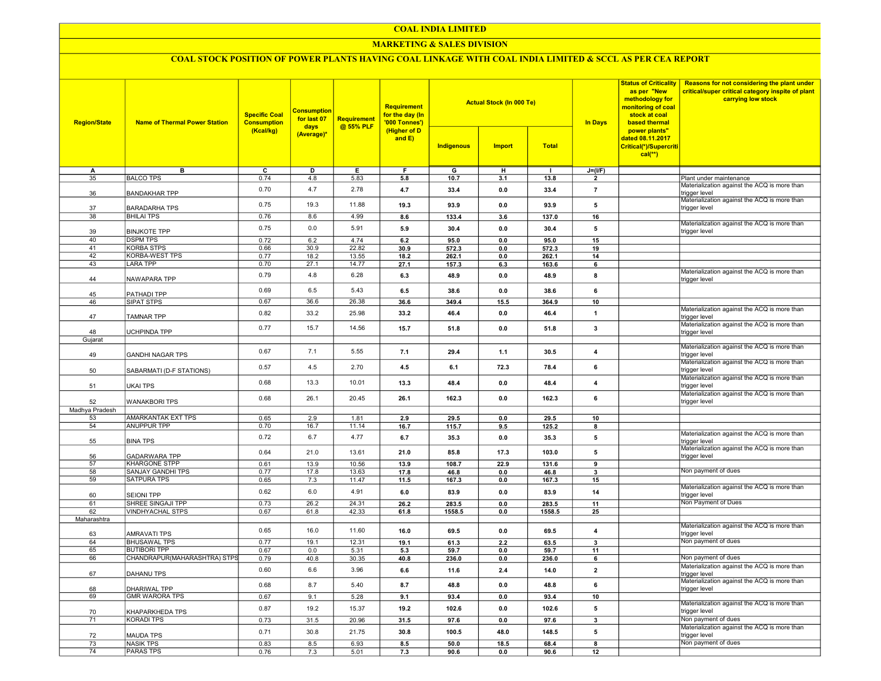# COAL INDIA LIMITED

## MARKETING & SALES DIVISION

### COAL STOCK POSITION OF POWER PLANTS HAVING COAL LINKAGE WITH COAL INDIA LIMITED & SCCL AS PER CEA REPORT

| Region/State | Name of Thermal Power Station | Specific Coal Consumption (Kcal/kg) | Consumption for last 07 days (Average)* | Requirement @ 55% PLF | Requirement for the day (In '000 Tonnes') (Higher of D and E) | Actual Stock (In 000 Te) | | | In Days | Status of Criticality as per "New methodology for monitoring of coal stock at coal based thermal power plants" dated 08.11.2017 Critical(*)/Supercritical(**) | Reasons for not considering the plant under critical/super critical category inspite of plant carrying low stock |
|---|---|---|---|---|---|---|---|---|---|---|---|
| | | | | | | Indigenous | Import | Total | | | |
| A | B | C | D | E | F | G | H | I | J=(I/F) | | |
| 35 | BALCO TPS | 0.74 | 4.8 | 5.83 | 5.8 | 10.7 | 3.1 | 13.8 | 2 | | Plant under maintenance |
| 36 | BANDAKHAR TPP | 0.70 | 4.7 | 2.78 | 4.7 | 33.4 | 0.0 | 33.4 | 7 | | Materialization against the ACQ is more than trigger level |
| 37 | BARADARHA TPS | 0.75 | 19.3 | 11.88 | 19.3 | 93.9 | 0.0 | 93.9 | 5 | | Materialization against the ACQ is more than trigger level |
| 38 | BHILAI TPS | 0.76 | 8.6 | 4.99 | 8.6 | 133.4 | 3.6 | 137.0 | 16 | | |
| 39 | BINJKOTE TPP | 0.75 | 0.0 | 5.91 | 5.9 | 30.4 | 0.0 | 30.4 | 5 | | Materialization against the ACQ is more than trigger level |
| 40 | DSPM TPS | 0.72 | 6.2 | 4.74 | 6.2 | 95.0 | 0.0 | 95.0 | 15 | | |
| 41 | KORBA STPS | 0.66 | 30.9 | 22.82 | 30.9 | 572.3 | 0.0 | 572.3 | 19 | | |
| 42 | KORBA-WEST TPS | 0.77 | 18.2 | 13.55 | 18.2 | 262.1 | 0.0 | 262.1 | 14 | | |
| 43 | LARA TPP | 0.70 | 27.1 | 14.77 | 27.1 | 157.3 | 6.3 | 163.6 | 6 | | |
| 44 | NAWAPARA TPP | 0.79 | 4.8 | 6.28 | 6.3 | 48.9 | 0.0 | 48.9 | 8 | | Materialization against the ACQ is more than trigger level |
| 45 | PATHADI TPP | 0.69 | 6.5 | 5.43 | 6.5 | 38.6 | 0.0 | 38.6 | 6 | | |
| 46 | SIPAT STPS | 0.67 | 36.6 | 26.38 | 36.6 | 349.4 | 15.5 | 364.9 | 10 | | |
| 47 | TAMNAR TPP | 0.82 | 33.2 | 25.98 | 33.2 | 46.4 | 0.0 | 46.4 | 1 | | Materialization against the ACQ is more than trigger level |
| 48 | UCHPINDA TPP | 0.77 | 15.7 | 14.56 | 15.7 | 51.8 | 0.0 | 51.8 | 3 | | Materialization against the ACQ is more than trigger level |
| Gujarat | | | | | | | | | | | |
| 49 | GANDHI NAGAR TPS | 0.67 | 7.1 | 5.55 | 7.1 | 29.4 | 1.1 | 30.5 | 4 | | Materialization against the ACQ is more than trigger level |
| 50 | SABARMATI (D-F STATIONS) | 0.57 | 4.5 | 2.70 | 4.5 | 6.1 | 72.3 | 78.4 | 6 | | Materialization against the ACQ is more than trigger level |
| 51 | UKAI TPS | 0.68 | 13.3 | 10.01 | 13.3 | 48.4 | 0.0 | 48.4 | 4 | | Materialization against the ACQ is more than trigger level |
| 52 | WANAKBORI TPS | 0.68 | 26.1 | 20.45 | 26.1 | 162.3 | 0.0 | 162.3 | 6 | | Materialization against the ACQ is more than trigger level |
| Madhya Pradesh | | | | | | | | | | | |
| 53 | AMARKANTAK EXT TPS | 0.65 | 2.9 | 1.81 | 2.9 | 29.5 | 0.0 | 29.5 | 10 | | |
| 54 | ANUPPUR TPP | 0.70 | 16.7 | 11.14 | 16.7 | 115.7 | 9.5 | 125.2 | 8 | | |
| 55 | BINA TPS | 0.72 | 6.7 | 4.77 | 6.7 | 35.3 | 0.0 | 35.3 | 5 | | Materialization against the ACQ is more than trigger level |
| 56 | GADARWARA TPP | 0.64 | 21.0 | 13.61 | 21.0 | 85.8 | 17.3 | 103.0 | 5 | | Materialization against the ACQ is more than trigger level |
| 57 | KHARGONE STPP | 0.61 | 13.9 | 10.56 | 13.9 | 108.7 | 22.9 | 131.6 | 9 | | |
| 58 | SANJAY GANDHI TPS | 0.77 | 17.8 | 13.63 | 17.8 | 46.8 | 0.0 | 46.8 | 3 | | Non payment of dues |
| 59 | SATPURA TPS | 0.65 | 7.3 | 11.47 | 11.5 | 167.3 | 0.0 | 167.3 | 15 | | |
| 60 | SEIONI TPP | 0.62 | 6.0 | 4.91 | 6.0 | 83.9 | 0.0 | 83.9 | 14 | | Materialization against the ACQ is more than trigger level |
| 61 | SHREE SINGAJI TPP | 0.73 | 26.2 | 24.31 | 26.2 | 283.5 | 0.0 | 283.5 | 11 | | Non Payment of Dues |
| 62 | VINDHYACHAL STPS | 0.67 | 61.8 | 42.33 | 61.8 | 1558.5 | 0.0 | 1558.5 | 25 | | |
| Maharashtra | | | | | | | | | | | |
| 63 | AMRAVATI TPS | 0.65 | 16.0 | 11.60 | 16.0 | 69.5 | 0.0 | 69.5 | 4 | | Materialization against the ACQ is more than trigger level |
| 64 | BHUSAWAL TPS | 0.77 | 19.1 | 12.31 | 19.1 | 61.3 | 2.2 | 63.5 | 3 | | Non payment of dues |
| 65 | BUTIBORI TPP | 0.67 | 0.0 | 5.31 | 5.3 | 59.7 | 0.0 | 59.7 | 11 | | |
| 66 | CHANDRAPUR(MAHARASHTRA) STPS | 0.79 | 40.8 | 30.35 | 40.8 | 236.0 | 0.0 | 236.0 | 6 | | Non payment of dues |
| 67 | DAHANU TPS | 0.60 | 6.6 | 3.96 | 6.6 | 11.6 | 2.4 | 14.0 | 2 | | Materialization against the ACQ is more than trigger level |
| 68 | DHARIWAL TPP | 0.68 | 8.7 | 5.40 | 8.7 | 48.8 | 0.0 | 48.8 | 6 | | Materialization against the ACQ is more than trigger level |
| 69 | GMR WARORA TPS | 0.67 | 9.1 | 5.28 | 9.1 | 93.4 | 0.0 | 93.4 | 10 | | |
| 70 | KHAPARKHEDA TPS | 0.87 | 19.2 | 15.37 | 19.2 | 102.6 | 0.0 | 102.6 | 5 | | Materialization against the ACQ is more than trigger level |
| 71 | KORADI TPS | 0.73 | 31.5 | 20.96 | 31.5 | 97.6 | 0.0 | 97.6 | 3 | | Non payment of dues |
| 72 | MAUDA TPS | 0.71 | 30.8 | 21.75 | 30.8 | 100.5 | 48.0 | 148.5 | 5 | | Materialization against the ACQ is more than trigger level |
| 73 | NASIK TPS | 0.83 | 8.5 | 6.93 | 8.5 | 50.0 | 18.5 | 68.4 | 8 | | Non payment of dues |
| 74 | PARAS TPS | 0.76 | 7.3 | 5.01 | 7.3 | 90.6 | 0.0 | 90.6 | 12 | | |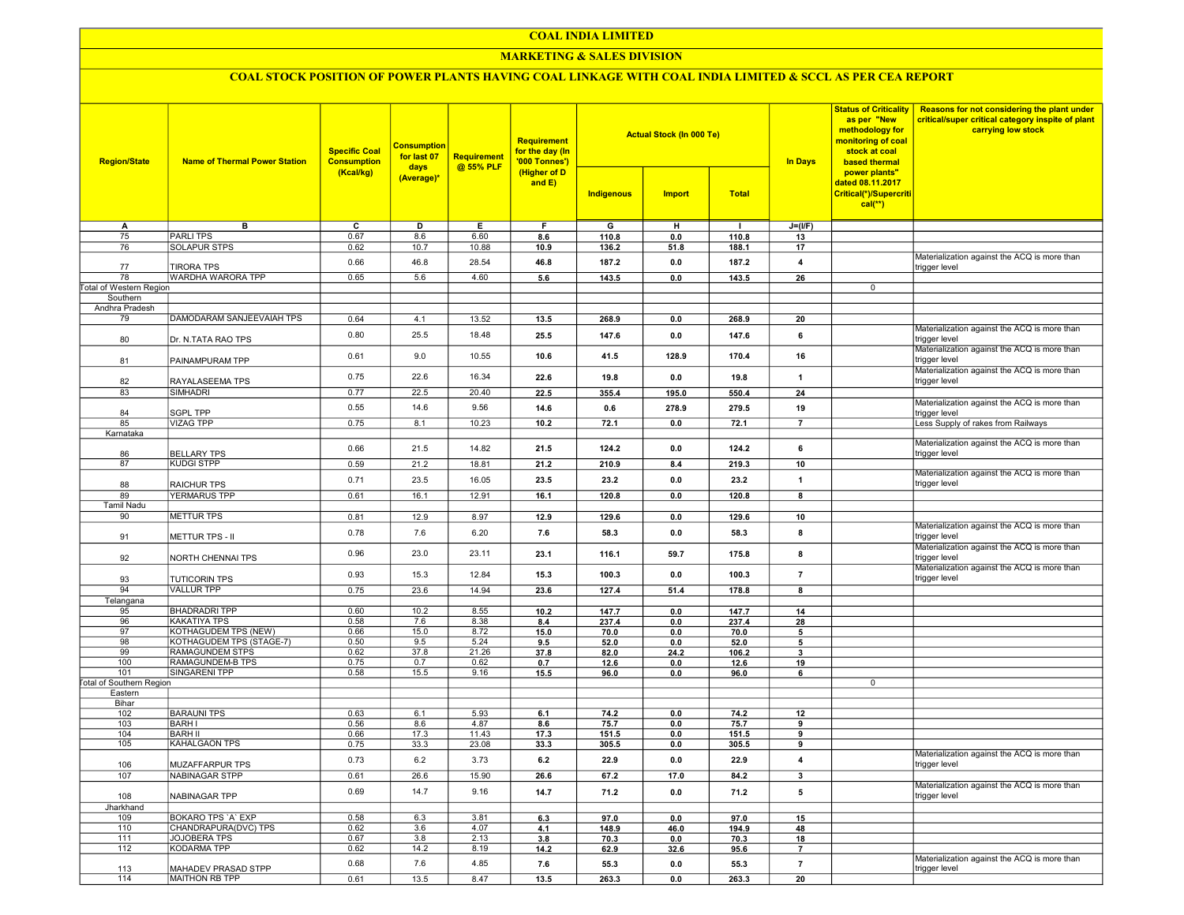# COAL INDIA LIMITED

## MARKETING & SALES DIVISION

### COAL STOCK POSITION OF POWER PLANTS HAVING COAL LINKAGE WITH COAL INDIA LIMITED & SCCL AS PER CEA REPORT

| Region/State | Name of Thermal Power Station | Specific Coal Consumption (Kcal/kg) | Consumption for last 07 days (Average)* | Requirement @ 55% PLF | Requirement for the day (In '000 Tonnes') (Higher of D and E) | Actual Stock (In 000 Te) | | | In Days | Status of Criticality as per "New methodology for monitoring of coal stock at coal based thermal power plants" dated 08.11.2017 Critical(*)/Supercritical(**) | Reasons for not considering the plant under critical/super critical category inspite of plant carrying low stock |
|---|---|---|---|---|---|---|---|---|---|---|---|
| | | | | | | Indigenous | Import | Total | | | |
| A | B | C | D | E | F | G | H | I | J=(I/F) | | |
| 75 | PARLI TPS | 0.67 | 8.6 | 6.60 | 8.6 | 110.8 | 0.0 | 110.8 | 13 | | |
| 76 | SOLAPUR STPS | 0.62 | 10.7 | 10.88 | 10.9 | 136.2 | 51.8 | 188.1 | 17 | | |
| 77 | TIRORA TPS | 0.66 | 46.8 | 28.54 | 46.8 | 187.2 | 0.0 | 187.2 | 4 | | Materialization against the ACQ is more than trigger level |
| 78 | WARDHA WARORA TPP | 0.65 | 5.6 | 4.60 | 5.6 | 143.5 | 0.0 | 143.5 | 26 | | |
| Total of Western Region | | | | | | | | | | 0 | |
| Southern | | | | | | | | | | | |
| Andhra Pradesh | | | | | | | | | | | |
| 79 | DAMODARAM SANJEEVAIAH TPS | 0.64 | 4.1 | 13.52 | 13.5 | 268.9 | 0.0 | 268.9 | 20 | | |
| 80 | Dr. N.TATA RAO TPS | 0.80 | 25.5 | 18.48 | 25.5 | 147.6 | 0.0 | 147.6 | 6 | | Materialization against the ACQ is more than trigger level |
| 81 | PAINAMPURAM TPP | 0.61 | 9.0 | 10.55 | 10.6 | 41.5 | 128.9 | 170.4 | 16 | | Materialization against the ACQ is more than trigger level |
| 82 | RAYALASEEMA TPS | 0.75 | 22.6 | 16.34 | 22.6 | 19.8 | 0.0 | 19.8 | 1 | | Materialization against the ACQ is more than trigger level |
| 83 | SIMHADRI | 0.77 | 22.5 | 20.40 | 22.5 | 355.4 | 195.0 | 550.4 | 24 | | |
| 84 | SGPL TPP | 0.55 | 14.6 | 9.56 | 14.6 | 0.6 | 278.9 | 279.5 | 19 | | Materialization against the ACQ is more than trigger level |
| 85 | VIZAG TPP | 0.75 | 8.1 | 10.23 | 10.2 | 72.1 | 0.0 | 72.1 | 7 | | Less Supply of rakes from Railways |
| Karnataka | | | | | | | | | | | |
| 86 | BELLARY TPS | 0.66 | 21.5 | 14.82 | 21.5 | 124.2 | 0.0 | 124.2 | 6 | | Materialization against the ACQ is more than trigger level |
| 87 | KUDGI STPP | 0.59 | 21.2 | 18.81 | 21.2 | 210.9 | 8.4 | 219.3 | 10 | | |
| 88 | RAICHUR TPS | 0.71 | 23.5 | 16.05 | 23.5 | 23.2 | 0.0 | 23.2 | 1 | | Materialization against the ACQ is more than trigger level |
| 89 | YERMARUS TPP | 0.61 | 16.1 | 12.91 | 16.1 | 120.8 | 0.0 | 120.8 | 8 | | |
| Tamil Nadu | | | | | | | | | | | |
| 90 | METTUR TPS | 0.81 | 12.9 | 8.97 | 12.9 | 129.6 | 0.0 | 129.6 | 10 | | |
| 91 | METTUR TPS - II | 0.78 | 7.6 | 6.20 | 7.6 | 58.3 | 0.0 | 58.3 | 8 | | Materialization against the ACQ is more than trigger level |
| 92 | NORTH CHENNAI TPS | 0.96 | 23.0 | 23.11 | 23.1 | 116.1 | 59.7 | 175.8 | 8 | | Materialization against the ACQ is more than trigger level |
| 93 | TUTICORIN TPS | 0.93 | 15.3 | 12.84 | 15.3 | 100.3 | 0.0 | 100.3 | 7 | | Materialization against the ACQ is more than trigger level |
| 94 | VALLUR TPP | 0.75 | 23.6 | 14.94 | 23.6 | 127.4 | 51.4 | 178.8 | 8 | | |
| Telangana | | | | | | | | | | | |
| 95 | BHADRADRI TPP | 0.60 | 10.2 | 8.55 | 10.2 | 147.7 | 0.0 | 147.7 | 14 | | |
| 96 | KAKATIYA TPS | 0.58 | 7.6 | 8.38 | 8.4 | 237.4 | 0.0 | 237.4 | 28 | | |
| 97 | KOTHAGUDEM TPS (NEW) | 0.66 | 15.0 | 8.72 | 15.0 | 70.0 | 0.0 | 70.0 | 5 | | |
| 98 | KOTHAGUDEM TPS (STAGE-7) | 0.50 | 9.5 | 5.24 | 9.5 | 52.0 | 0.0 | 52.0 | 5 | | |
| 99 | RAMAGUNDEM STPS | 0.62 | 37.8 | 21.26 | 37.8 | 82.0 | 24.2 | 106.2 | 3 | | |
| 100 | RAMAGUNDEM-B TPS | 0.75 | 0.7 | 0.62 | 0.7 | 12.6 | 0.0 | 12.6 | 19 | | |
| 101 | SINGARENI TPP | 0.58 | 15.5 | 9.16 | 15.5 | 96.0 | 0.0 | 96.0 | 6 | | |
| Total of Southern Region | | | | | | | | | | 0 | |
| Eastern | | | | | | | | | | | |
| Bihar | | | | | | | | | | | |
| 102 | BARAUNI TPS | 0.63 | 6.1 | 5.93 | 6.1 | 74.2 | 0.0 | 74.2 | 12 | | |
| 103 | BARH I | 0.56 | 8.6 | 4.87 | 8.6 | 75.7 | 0.0 | 75.7 | 9 | | |
| 104 | BARH II | 0.66 | 17.3 | 11.43 | 17.3 | 151.5 | 0.0 | 151.5 | 9 | | |
| 105 | KAHALGAON TPS | 0.75 | 33.3 | 23.08 | 33.3 | 305.5 | 0.0 | 305.5 | 9 | | |
| 106 | MUZAFFARPUR TPS | 0.73 | 6.2 | 3.73 | 6.2 | 22.9 | 0.0 | 22.9 | 4 | | Materialization against the ACQ is more than trigger level |
| 107 | NABINAGAR STPP | 0.61 | 26.6 | 15.90 | 26.6 | 67.2 | 17.0 | 84.2 | 3 | | |
| 108 | NABINAGAR TPP | 0.69 | 14.7 | 9.16 | 14.7 | 71.2 | 0.0 | 71.2 | 5 | | Materialization against the ACQ is more than trigger level |
| Jharkhand | | | | | | | | | | | |
| 109 | BOKARO TPS `A` EXP | 0.58 | 6.3 | 3.81 | 6.3 | 97.0 | 0.0 | 97.0 | 15 | | |
| 110 | CHANDRAPURA(DVC) TPS | 0.62 | 3.6 | 4.07 | 4.1 | 148.9 | 46.0 | 194.9 | 48 | | |
| 111 | JOJOBERA TPS | 0.67 | 3.8 | 2.13 | 3.8 | 70.3 | 0.0 | 70.3 | 18 | | |
| 112 | KODARMA TPP | 0.62 | 14.2 | 8.19 | 14.2 | 62.9 | 32.6 | 95.6 | 7 | | |
| 113 | MAHADEV PRASAD STPP | 0.68 | 7.6 | 4.85 | 7.6 | 55.3 | 0.0 | 55.3 | 7 | | Materialization against the ACQ is more than trigger level |
| 114 | MAITHON RB TPP | 0.61 | 13.5 | 8.47 | 13.5 | 263.3 | 0.0 | 263.3 | 20 | | |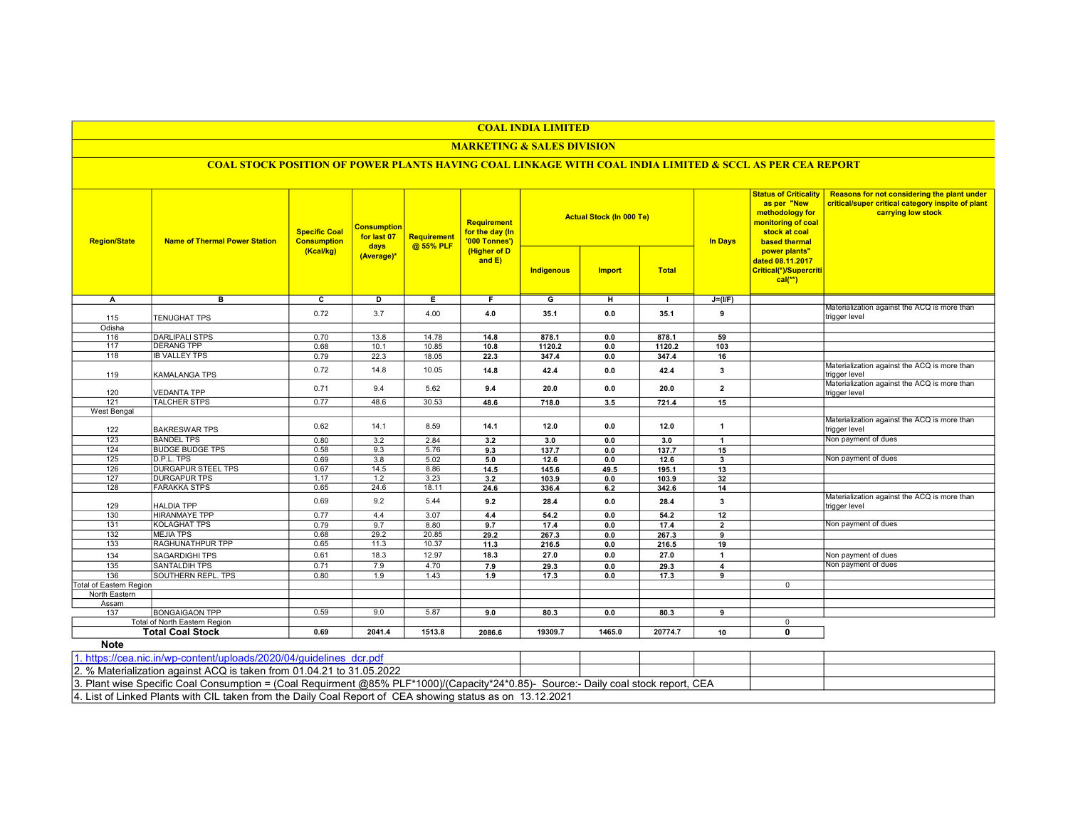# COAL INDIA LIMITED

## MARKETING & SALES DIVISION

### COAL STOCK POSITION OF POWER PLANTS HAVING COAL LINKAGE WITH COAL INDIA LIMITED & SCCL AS PER CEA REPORT

| Region/State | Name of Thermal Power Station | Specific Coal Consumption (Kcal/kg) | Consumption for last 07 days (Average)* | Requirement @ 55% PLF | Requirement for the day (In '000 Tonnes') (Higher of D and E) | Actual Stock (In 000 Te) | | | In Days | Status of Criticality as per "New methodology for monitoring of coal stock at coal based thermal power plants" dated 08.11.2017 Critical(*)/Supercritical(**) | Reasons for not considering the plant under critical/super critical category inspite of plant carrying low stock |
|---|---|---|---|---|---|---|---|---|---|---|---|
| | | | | | | Indigenous | Import | Total | | | |
| A | B | C | D | E | F | G | H | I | J=(I/F) | | |
| 115 | TENUGHAT TPS | 0.72 | 3.7 | 4.00 | 4.0 | 35.1 | 0.0 | 35.1 | 9 | | Materialization against the ACQ is more than trigger level |
| Odisha | | | | | | | | | | | |
| 116 | DARLIPALI STPS | 0.70 | 13.8 | 14.78 | 14.8 | 878.1 | 0.0 | 878.1 | 59 | | |
| 117 | DERANG TPP | 0.68 | 10.1 | 10.85 | 10.8 | 1120.2 | 0.0 | 1120.2 | 103 | | |
| 118 | IB VALLEY TPS | 0.79 | 22.3 | 18.05 | 22.3 | 347.4 | 0.0 | 347.4 | 16 | | |
| 119 | KAMALANGA TPS | 0.72 | 14.8 | 10.05 | 14.8 | 42.4 | 0.0 | 42.4 | 3 | | Materialization against the ACQ is more than trigger level |
| 120 | VEDANTA TPP | 0.71 | 9.4 | 5.62 | 9.4 | 20.0 | 0.0 | 20.0 | 2 | | Materialization against the ACQ is more than trigger level |
| 121 | TALCHER STPS | 0.77 | 48.6 | 30.53 | 48.6 | 718.0 | 3.5 | 721.4 | 15 | | |
| West Bengal | | | | | | | | | | | |
| 122 | BAKRESWAR TPS | 0.62 | 14.1 | 8.59 | 14.1 | 12.0 | 0.0 | 12.0 | 1 | | Materialization against the ACQ is more than trigger level |
| 123 | BANDEL TPS | 0.80 | 3.2 | 2.84 | 3.2 | 3.0 | 0.0 | 3.0 | 1 | | Non payment of dues |
| 124 | BUDGE BUDGE TPS | 0.58 | 9.3 | 5.76 | 9.3 | 137.7 | 0.0 | 137.7 | 15 | | |
| 125 | D.P.L. TPS | 0.69 | 3.8 | 5.02 | 5.0 | 12.6 | 0.0 | 12.6 | 3 | | Non payment of dues |
| 126 | DURGAPUR STEEL TPS | 0.67 | 14.5 | 8.86 | 14.5 | 145.6 | 49.5 | 195.1 | 13 | | |
| 127 | DURGAPUR TPS | 1.17 | 1.2 | 3.23 | 3.2 | 103.9 | 0.0 | 103.9 | 32 | | |
| 128 | FARAKKA STPS | 0.65 | 24.6 | 18.11 | 24.6 | 336.4 | 6.2 | 342.6 | 14 | | |
| 129 | HALDIA TPP | 0.69 | 9.2 | 5.44 | 9.2 | 28.4 | 0.0 | 28.4 | 3 | | Materialization against the ACQ is more than trigger level |
| 130 | HIRANMAYE TPP | 0.77 | 4.4 | 3.07 | 4.4 | 54.2 | 0.0 | 54.2 | 12 | | |
| 131 | KOLAGHAT TPS | 0.79 | 9.7 | 8.80 | 9.7 | 17.4 | 0.0 | 17.4 | 2 | | Non payment of dues |
| 132 | MEJIA TPS | 0.68 | 29.2 | 20.85 | 29.2 | 267.3 | 0.0 | 267.3 | 9 | | |
| 133 | RAGHUNATHPUR TPP | 0.65 | 11.3 | 10.37 | 11.3 | 216.5 | 0.0 | 216.5 | 19 | | |
| 134 | SAGARDIGHI TPS | 0.61 | 18.3 | 12.97 | 18.3 | 27.0 | 0.0 | 27.0 | 1 | | Non payment of dues |
| 135 | SANTALDIH TPS | 0.71 | 7.9 | 4.70 | 7.9 | 29.3 | 0.0 | 29.3 | 4 | | Non payment of dues |
| 136 | SOUTHERN REPL. TPS | 0.80 | 1.9 | 1.43 | 1.9 | 17.3 | 0.0 | 17.3 | 9 | | |
| Total of Eastern Region | | | | | | | | | | 0 | |
| North Eastern | | | | | | | | | | | |
| Assam | | | | | | | | | | | |
| 137 | BONGAIGAON TPP | 0.59 | 9.0 | 5.87 | 9.0 | 80.3 | 0.0 | 80.3 | 9 | | |
| Total of North Eastern Region | | | | | | | | | | 0 | |
| **Total Coal Stock** | | 0.69 | 2041.4 | 1513.8 | 2086.6 | 19309.7 | 1465.0 | 20774.7 | 10 | 0 | |

**Note**

1. https://cea.nic.in/wp-content/uploads/2020/04/guidelines_dcr.pdf
2. % Materialization against ACQ is taken from 01.04.21 to 31.05.2022
3. Plant wise Specific Coal Consumption = (Coal Requirment @85% PLF*1000)/(Capacity*24*0.85)- Source:- Daily coal stock report, CEA
4. List of Linked Plants with CIL taken from the Daily Coal Report of CEA showing status as on 13.12.2021